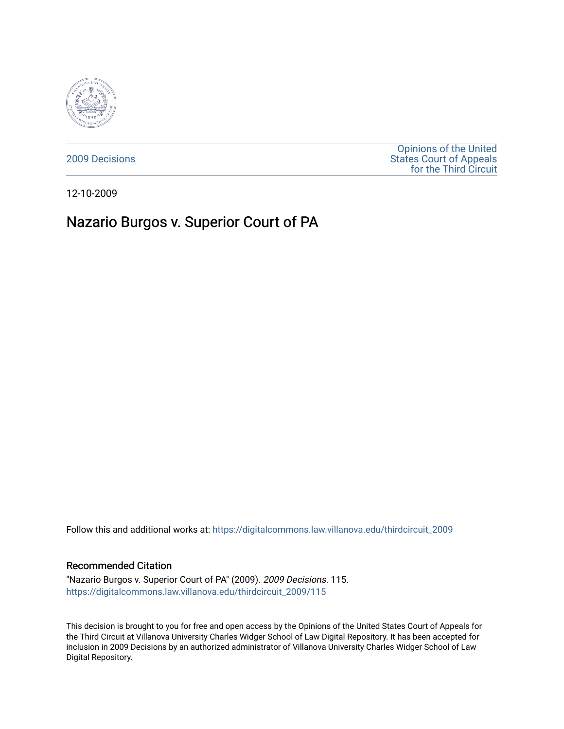2009 Decisions

Opinions of the United States Court of Appeals for the Third Circuit

12-10-2009

# Nazario Burgos v. Superior Court of PA

Follow this and additional works at: https://digitalcommons.law.villanova.edu/thirdcircuit_2009

## Recommended Citation

"Nazario Burgos v. Superior Court of PA" (2009). *2009 Decisions*. 115.
https://digitalcommons.law.villanova.edu/thirdcircuit_2009/115

This decision is brought to you for free and open access by the Opinions of the United States Court of Appeals for the Third Circuit at Villanova University Charles Widger School of Law Digital Repository. It has been accepted for inclusion in 2009 Decisions by an authorized administrator of Villanova University Charles Widger School of Law Digital Repository.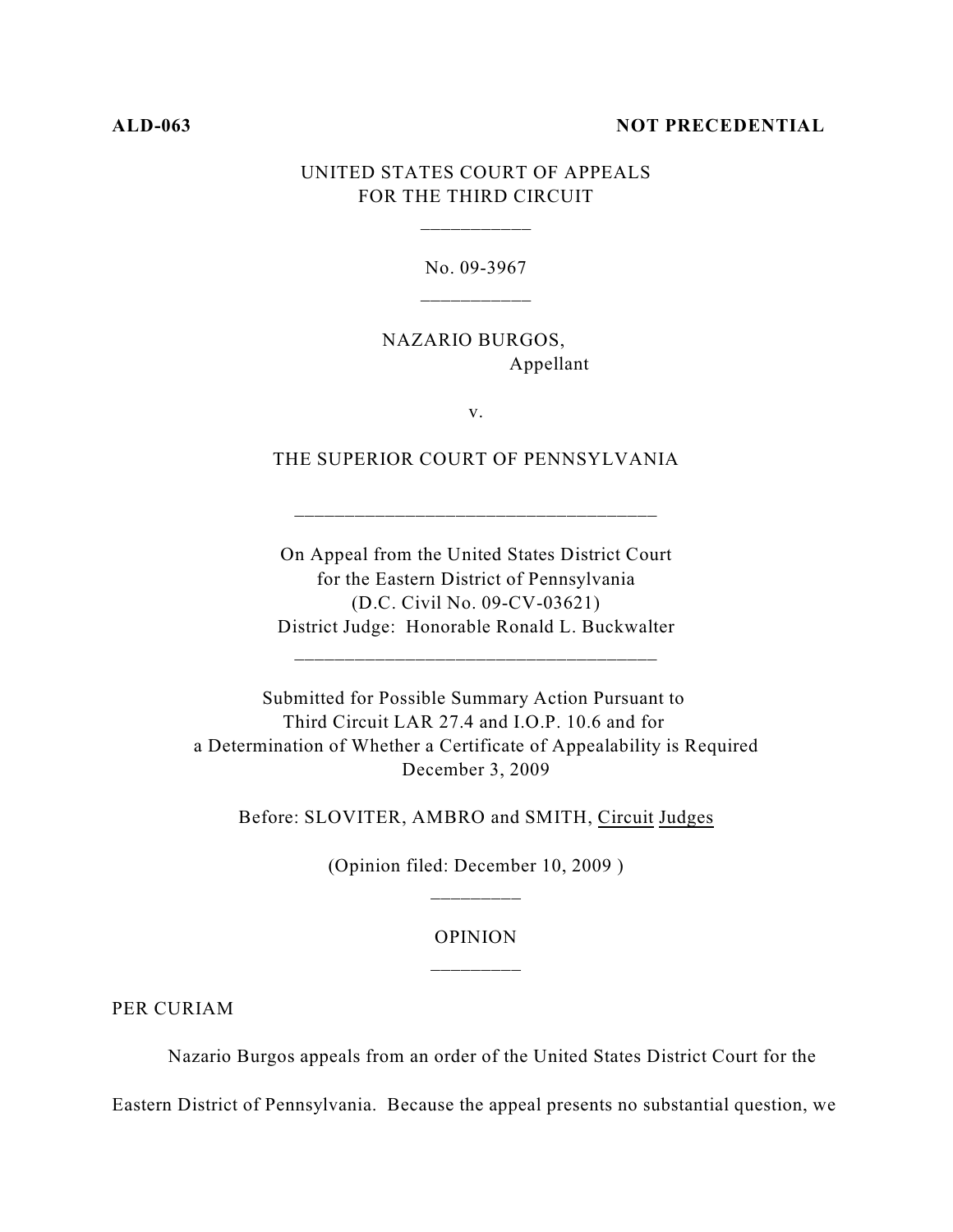**ALD-063** **NOT PRECEDENTIAL**

UNITED STATES COURT OF APPEALS
FOR THE THIRD CIRCUIT

\_\_\_\_\_\_\_\_\_\_\_

No. 09-3967

\_\_\_\_\_\_\_\_\_\_\_

NAZARIO BURGOS,
Appellant

v.

THE SUPERIOR COURT OF PENNSYLVANIA

\_\_\_\_\_\_\_\_\_\_\_\_\_\_\_\_\_\_\_\_\_\_\_\_\_\_\_\_\_\_\_\_\_\_\_\_

On Appeal from the United States District Court
for the Eastern District of Pennsylvania
(D.C. Civil No. 09-CV-03621)
District Judge: Honorable Ronald L. Buckwalter

\_\_\_\_\_\_\_\_\_\_\_\_\_\_\_\_\_\_\_\_\_\_\_\_\_\_\_\_\_\_\_\_\_\_\_\_

Submitted for Possible Summary Action Pursuant to
Third Circuit LAR 27.4 and I.O.P. 10.6 and for
a Determination of Whether a Certificate of Appealability is Required
December 3, 2009

Before: SLOVITER, AMBRO and SMITH, Circuit Judges

(Opinion filed: December 10, 2009 )

\_\_\_\_\_\_\_\_\_

OPINION

\_\_\_\_\_\_\_\_\_

PER CURIAM

Nazario Burgos appeals from an order of the United States District Court for the Eastern District of Pennsylvania. Because the appeal presents no substantial question, we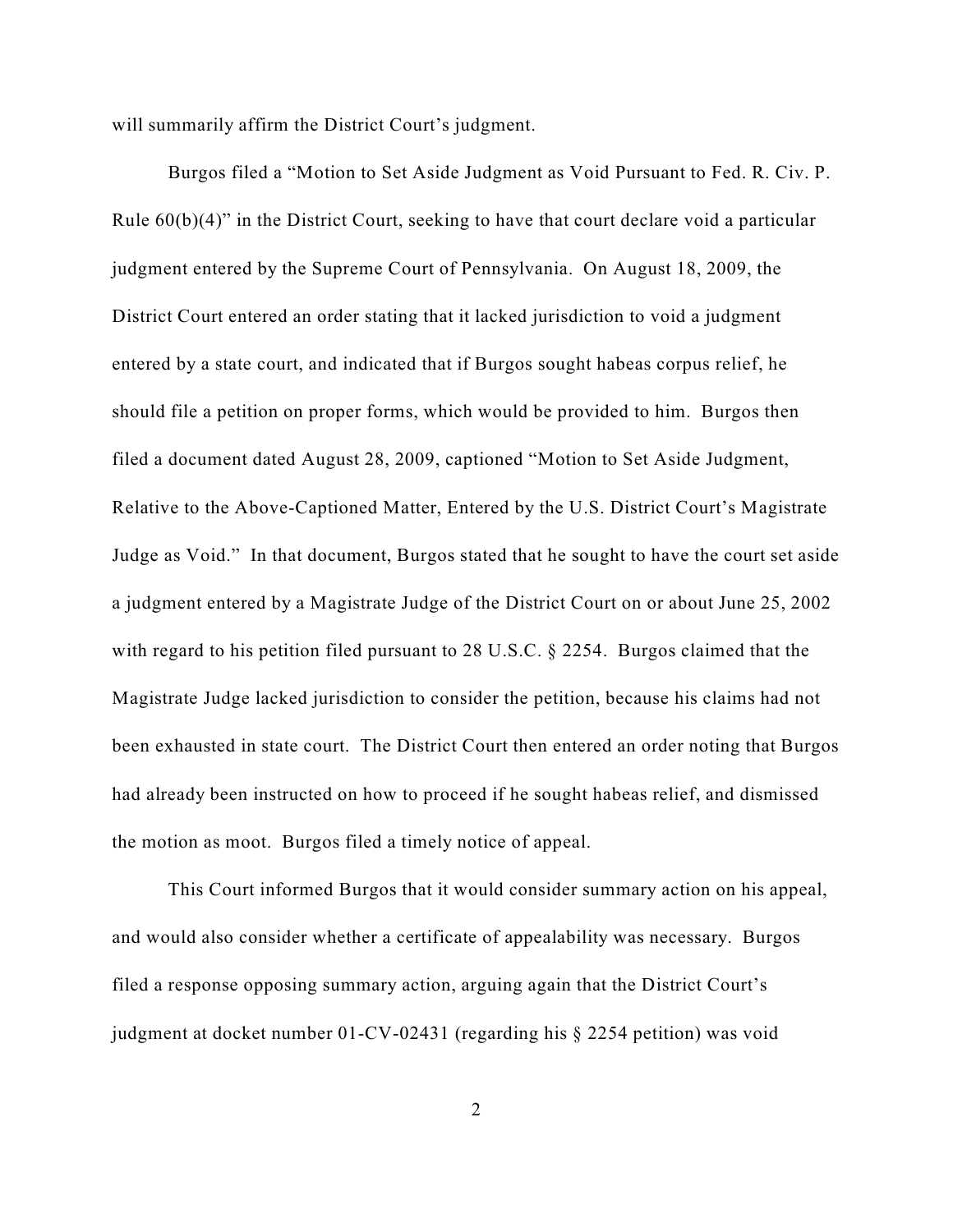will summarily affirm the District Court's judgment.

Burgos filed a "Motion to Set Aside Judgment as Void Pursuant to Fed. R. Civ. P. Rule 60(b)(4)" in the District Court, seeking to have that court declare void a particular judgment entered by the Supreme Court of Pennsylvania. On August 18, 2009, the District Court entered an order stating that it lacked jurisdiction to void a judgment entered by a state court, and indicated that if Burgos sought habeas corpus relief, he should file a petition on proper forms, which would be provided to him. Burgos then filed a document dated August 28, 2009, captioned "Motion to Set Aside Judgment, Relative to the Above-Captioned Matter, Entered by the U.S. District Court's Magistrate Judge as Void." In that document, Burgos stated that he sought to have the court set aside a judgment entered by a Magistrate Judge of the District Court on or about June 25, 2002 with regard to his petition filed pursuant to 28 U.S.C. § 2254. Burgos claimed that the Magistrate Judge lacked jurisdiction to consider the petition, because his claims had not been exhausted in state court. The District Court then entered an order noting that Burgos had already been instructed on how to proceed if he sought habeas relief, and dismissed the motion as moot. Burgos filed a timely notice of appeal.

This Court informed Burgos that it would consider summary action on his appeal, and would also consider whether a certificate of appealability was necessary. Burgos filed a response opposing summary action, arguing again that the District Court's judgment at docket number 01-CV-02431 (regarding his § 2254 petition) was void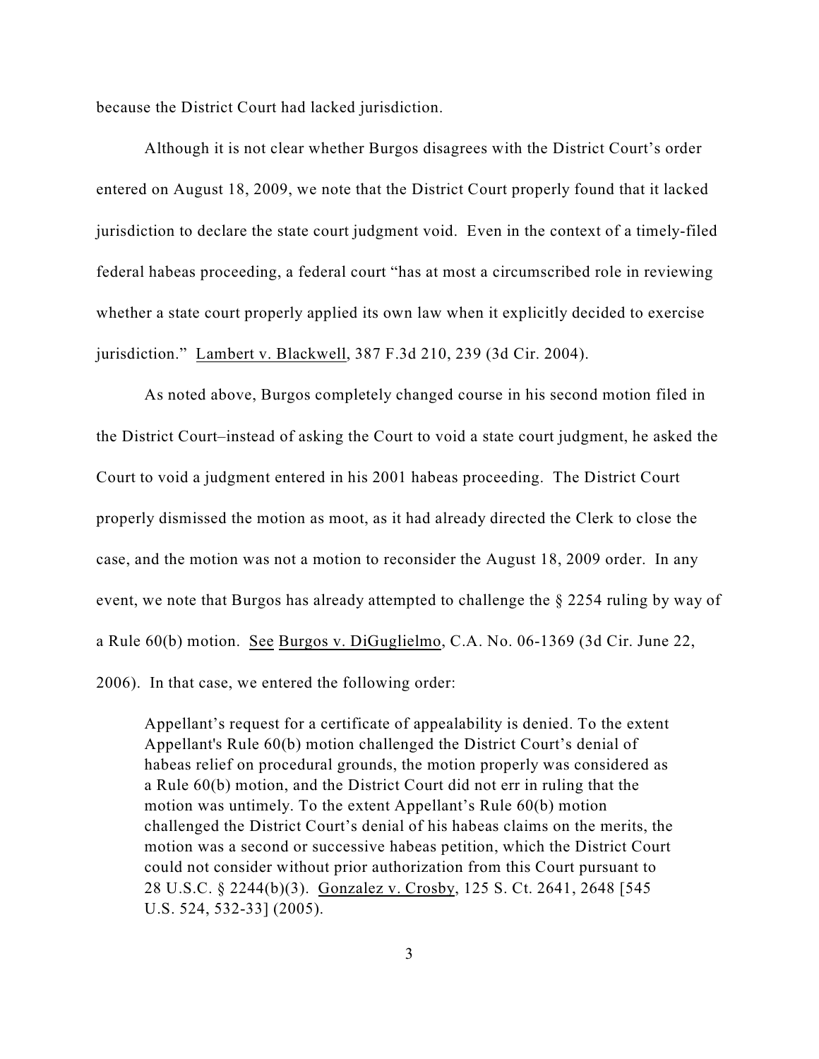because the District Court had lacked jurisdiction.

Although it is not clear whether Burgos disagrees with the District Court's order entered on August 18, 2009, we note that the District Court properly found that it lacked jurisdiction to declare the state court judgment void. Even in the context of a timely-filed federal habeas proceeding, a federal court "has at most a circumscribed role in reviewing whether a state court properly applied its own law when it explicitly decided to exercise jurisdiction." Lambert v. Blackwell, 387 F.3d 210, 239 (3d Cir. 2004).

As noted above, Burgos completely changed course in his second motion filed in the District Court–instead of asking the Court to void a state court judgment, he asked the Court to void a judgment entered in his 2001 habeas proceeding. The District Court properly dismissed the motion as moot, as it had already directed the Clerk to close the case, and the motion was not a motion to reconsider the August 18, 2009 order. In any event, we note that Burgos has already attempted to challenge the § 2254 ruling by way of a Rule 60(b) motion. See Burgos v. DiGuglielmo, C.A. No. 06-1369 (3d Cir. June 22, 2006). In that case, we entered the following order:

> Appellant's request for a certificate of appealability is denied. To the extent Appellant's Rule 60(b) motion challenged the District Court's denial of habeas relief on procedural grounds, the motion properly was considered as a Rule 60(b) motion, and the District Court did not err in ruling that the motion was untimely. To the extent Appellant's Rule 60(b) motion challenged the District Court's denial of his habeas claims on the merits, the motion was a second or successive habeas petition, which the District Court could not consider without prior authorization from this Court pursuant to 28 U.S.C. § 2244(b)(3). Gonzalez v. Crosby, 125 S. Ct. 2641, 2648 [545 U.S. 524, 532-33] (2005).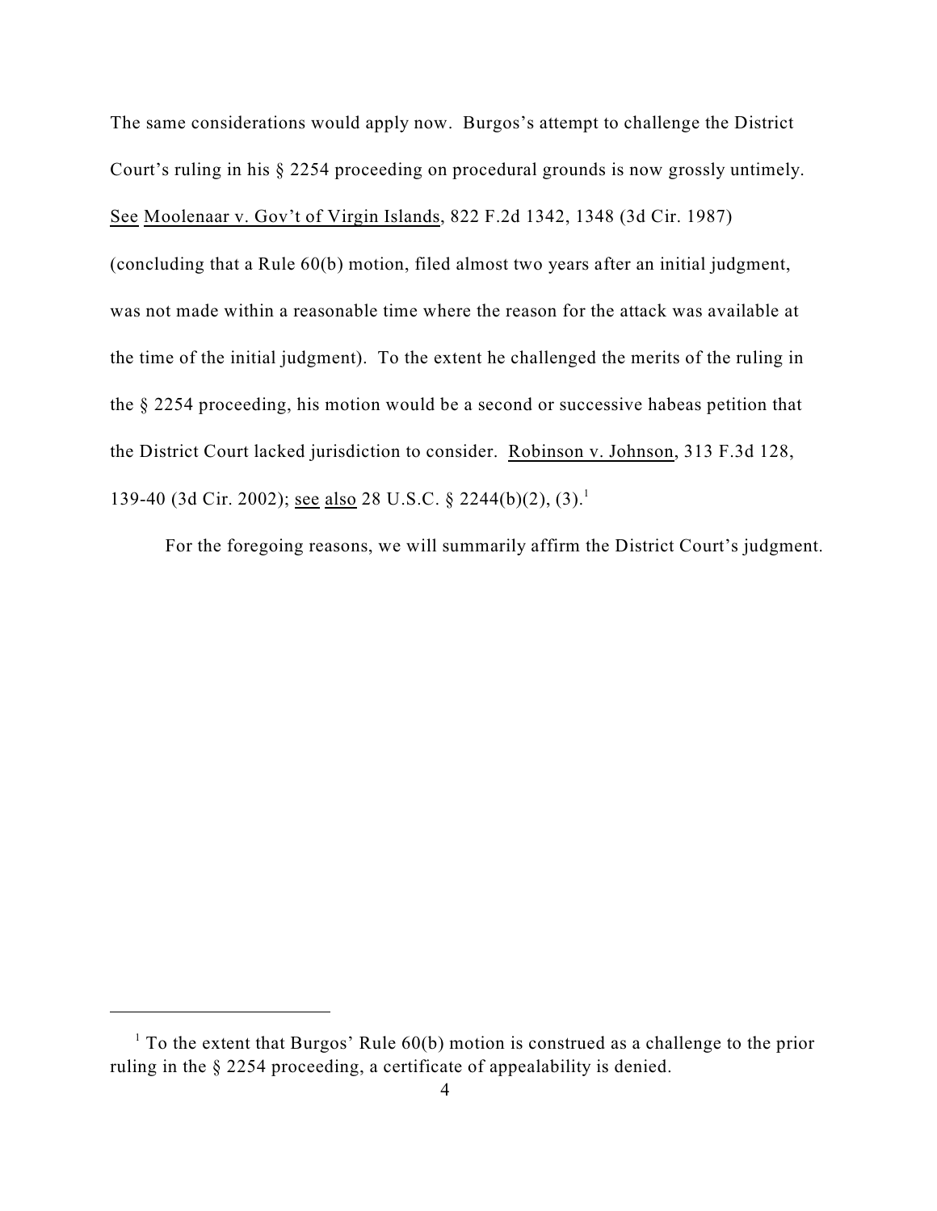The same considerations would apply now. Burgos's attempt to challenge the District Court's ruling in his § 2254 proceeding on procedural grounds is now grossly untimely. See Moolenaar v. Gov't of Virgin Islands, 822 F.2d 1342, 1348 (3d Cir. 1987) (concluding that a Rule 60(b) motion, filed almost two years after an initial judgment, was not made within a reasonable time where the reason for the attack was available at the time of the initial judgment). To the extent he challenged the merits of the ruling in the § 2254 proceeding, his motion would be a second or successive habeas petition that the District Court lacked jurisdiction to consider. Robinson v. Johnson, 313 F.3d 128, 139-40 (3d Cir. 2002); see also 28 U.S.C. § 2244(b)(2), (3).[1]

For the foregoing reasons, we will summarily affirm the District Court's judgment.

---

[1] To the extent that Burgos' Rule 60(b) motion is construed as a challenge to the prior ruling in the § 2254 proceeding, a certificate of appealability is denied.